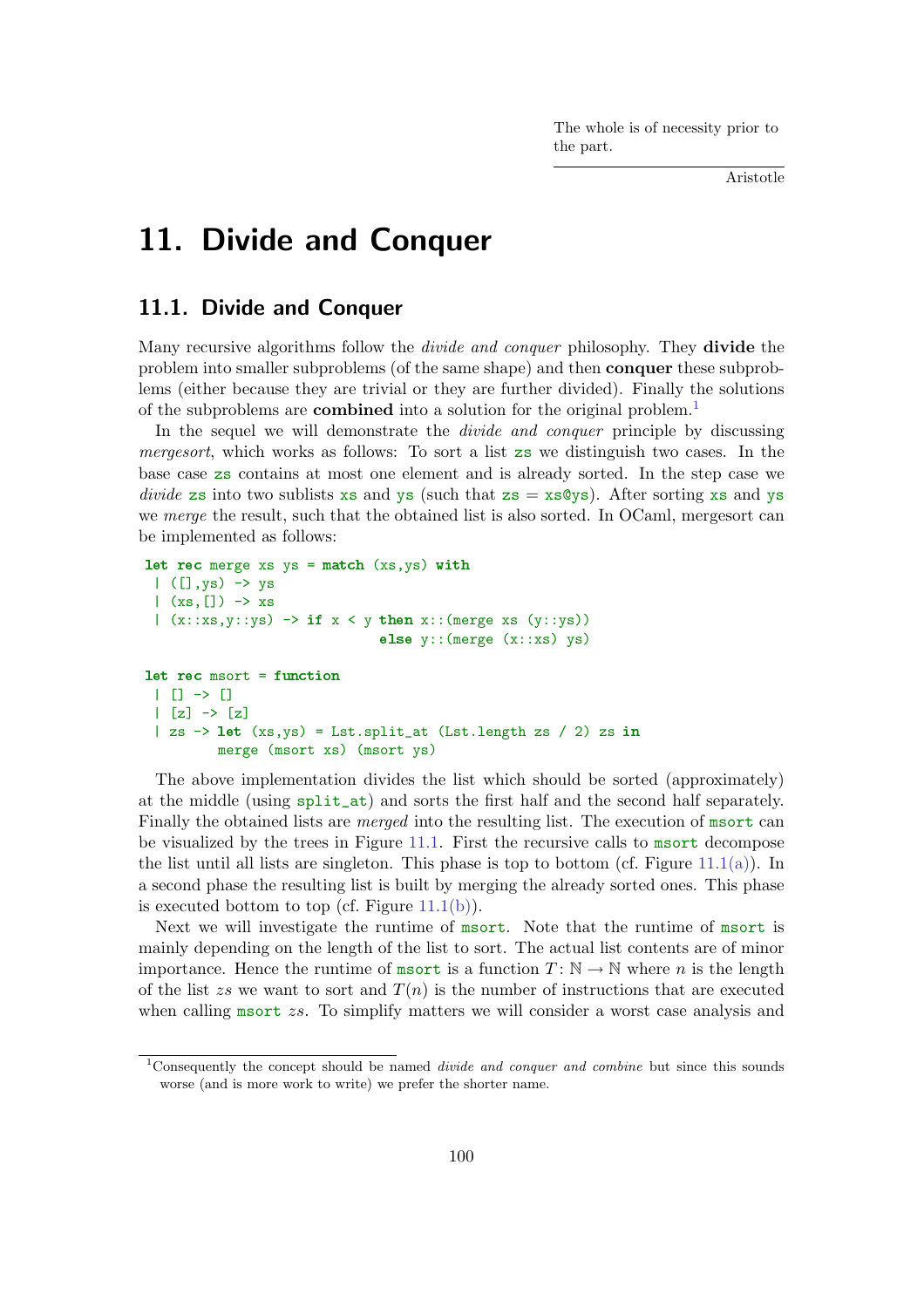> The whole is of necessity prior to the part.
>
> Aristotle

# 11. Divide and Conquer

## 11.1. Divide and Conquer

Many recursive algorithms follow the *divide and conquer* philosophy. They **divide** the problem into smaller subproblems (of the same shape) and then **conquer** these subproblems (either because they are trivial or they are further divided). Finally the solutions of the subproblems are **combined** into a solution for the original problem.[1]

In the sequel we will demonstrate the *divide and conquer* principle by discussing *mergesort*, which works as follows: To sort a list `zs` we distinguish two cases. In the base case `zs` contains at most one element and is already sorted. In the step case we *divide* `zs` into two sublists `xs` and `ys` (such that `zs` = `xs@ys`). After sorting `xs` and `ys` we *merge* the result, such that the obtained list is also sorted. In OCaml, mergesort can be implemented as follows:

```
let rec merge xs ys = match (xs,ys) with
 | ([],ys) -> ys
 | (xs,[]) -> xs
 | (x::xs,y::ys) -> if x < y then x::(merge xs (y::ys))
                           else y::(merge (x::xs) ys)

let rec msort = function
 | [] -> []
 | [z] -> [z]
 | zs -> let (xs,ys) = Lst.split_at (Lst.length zs / 2) zs in
        merge (msort xs) (msort ys)
```

The above implementation divides the list which should be sorted (approximately) at the middle (using `split_at`) and sorts the first half and the second half separately. Finally the obtained lists are *merged* into the resulting list. The execution of `msort` can be visualized by the trees in Figure 11.1. First the recursive calls to `msort` decompose the list until all lists are singleton. This phase is top to bottom (cf. Figure 11.1(a)). In a second phase the resulting list is built by merging the already sorted ones. This phase is executed bottom to top (cf. Figure 11.1(b)).

Next we will investigate the runtime of `msort`. Note that the runtime of `msort` is mainly depending on the length of the list to sort. The actual list contents are of minor importance. Hence the runtime of `msort` is a function $T\colon \mathbb{N} \to \mathbb{N}$ where $n$ is the length of the list $zs$ we want to sort and $T(n)$ is the number of instructions that are executed when calling `msort` $zs$. To simplify matters we will consider a worst case analysis and

[1] Consequently the concept should be named *divide and conquer and combine* but since this sounds worse (and is more work to write) we prefer the shorter name.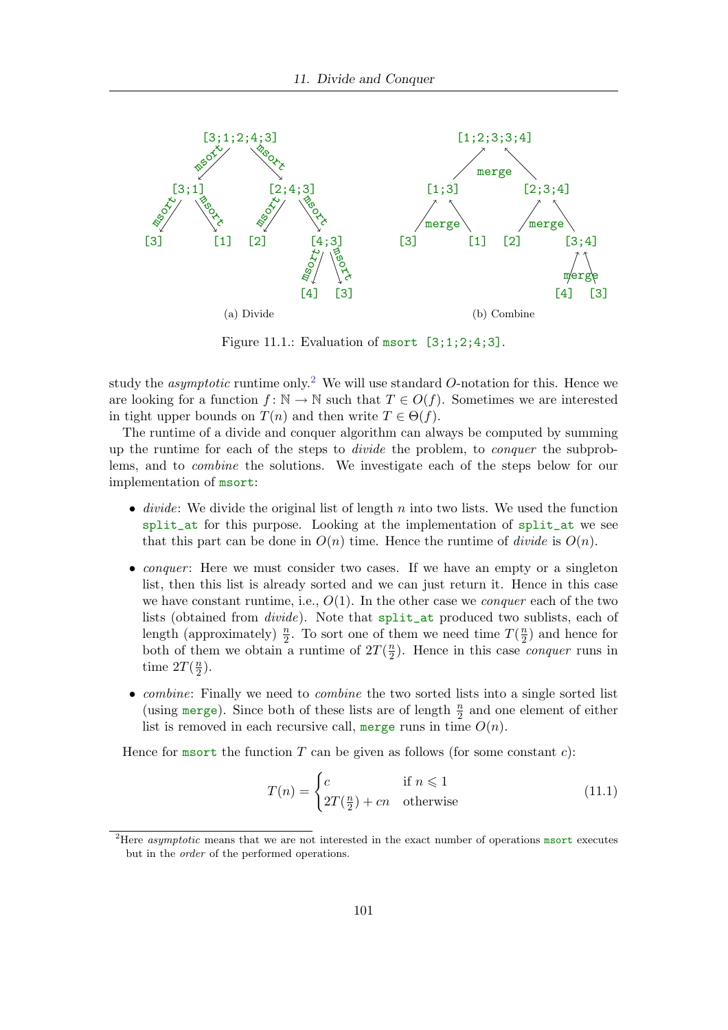(a) Divide

(b) Combine

Figure 11.1.: Evaluation of `msort [3;1;2;4;3]`.

study the *asymptotic* runtime only.[2] We will use standard $O$-notation for this. Hence we are looking for a function $f : \mathbb{N} \to \mathbb{N}$ such that $T \in O(f)$. Sometimes we are interested in tight upper bounds on $T(n)$ and then write $T \in \Theta(f)$.

The runtime of a divide and conquer algorithm can always be computed by summing up the runtime for each of the steps to *divide* the problem, to *conquer* the subproblems, and to *combine* the solutions. We investigate each of the steps below for our implementation of `msort`:

- *divide*: We divide the original list of length $n$ into two lists. We used the function `split_at` for this purpose. Looking at the implementation of `split_at` we see that this part can be done in $O(n)$ time. Hence the runtime of *divide* is $O(n)$.
- *conquer*: Here we must consider two cases. If we have an empty or a singleton list, then this list is already sorted and we can just return it. Hence in this case we have constant runtime, i.e., $O(1)$. In the other case we *conquer* each of the two lists (obtained from *divide*). Note that `split_at` produced two sublists, each of length (approximately) $\frac{n}{2}$. To sort one of them we need time $T(\frac{n}{2})$ and hence for both of them we obtain a runtime of $2T(\frac{n}{2})$. Hence in this case *conquer* runs in time $2T(\frac{n}{2})$.
- *combine*: Finally we need to *combine* the two sorted lists into a single sorted list (using `merge`). Since both of these lists are of length $\frac{n}{2}$ and one element of either list is removed in each recursive call, `merge` runs in time $O(n)$.

Hence for `msort` the function $T$ can be given as follows (for some constant $c$):

$$T(n) = \begin{cases} c & \text{if } n \leqslant 1 \\ 2T(\frac{n}{2}) + cn & \text{otherwise} \end{cases} \tag{11.1}$$

[2] Here *asymptotic* means that we are not interested in the exact number of operations `msort` executes but in the *order* of the performed operations.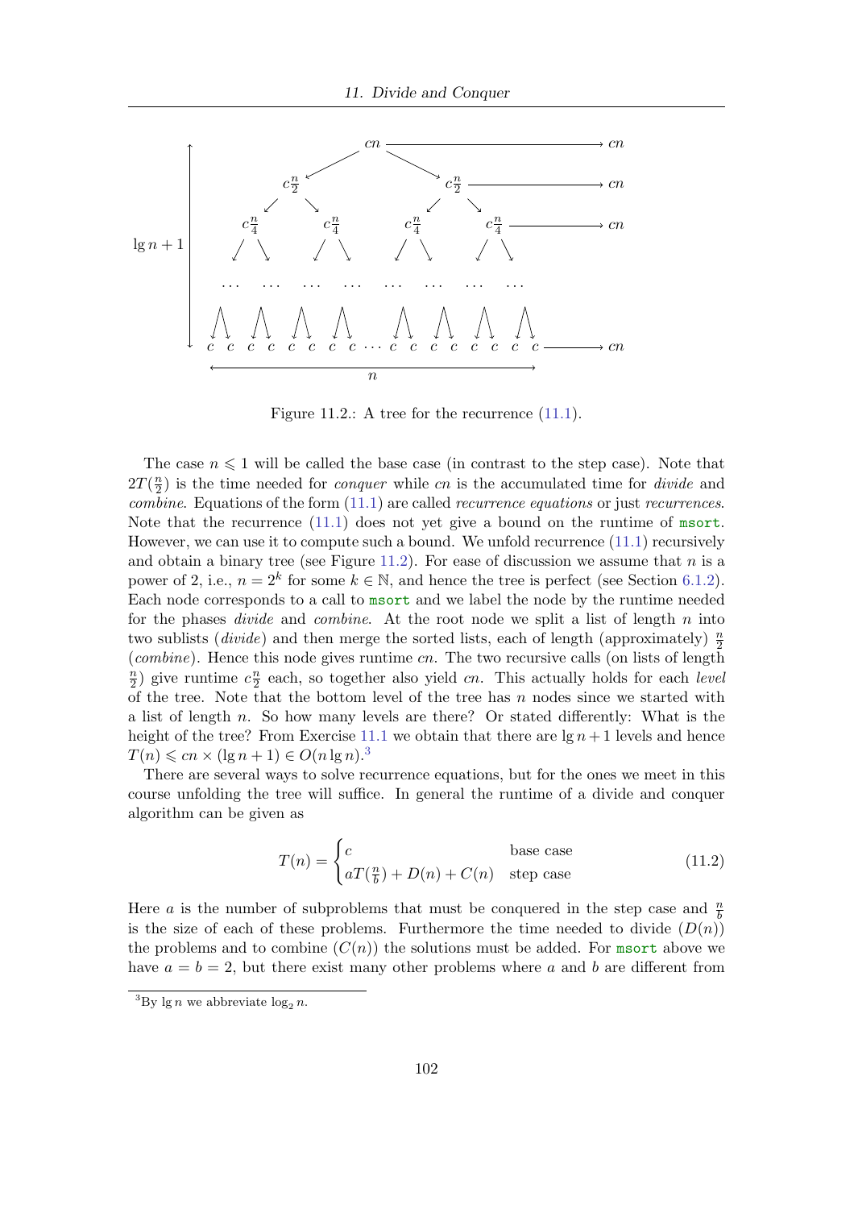Figure 11.2.: A tree for the recurrence (11.1).

The case $n \leqslant 1$ will be called the base case (in contrast to the step case). Note that $2T(\frac{n}{2})$ is the time needed for *conquer* while $cn$ is the accumulated time for *divide* and *combine*. Equations of the form (11.1) are called *recurrence equations* or just *recurrences*. Note that the recurrence (11.1) does not yet give a bound on the runtime of `msort`. However, we can use it to compute such a bound. We unfold recurrence (11.1) recursively and obtain a binary tree (see Figure 11.2). For ease of discussion we assume that $n$ is a power of 2, i.e., $n = 2^k$ for some $k \in \mathbb{N}$, and hence the tree is perfect (see Section 6.1.2). Each node corresponds to a call to `msort` and we label the node by the runtime needed for the phases *divide* and *combine*. At the root node we split a list of length $n$ into two sublists (*divide*) and then merge the sorted lists, each of length (approximately) $\frac{n}{2}$ (*combine*). Hence this node gives runtime $cn$. The two recursive calls (on lists of length $\frac{n}{2}$) give runtime $c\frac{n}{2}$ each, so together also yield $cn$. This actually holds for each *level* of the tree. Note that the bottom level of the tree has $n$ nodes since we started with a list of length $n$. So how many levels are there? Or stated differently: What is the height of the tree? From Exercise 11.1 we obtain that there are $\lg n + 1$ levels and hence $T(n) \leqslant cn \times (\lg n + 1) \in O(n \lg n)$.[3]

There are several ways to solve recurrence equations, but for the ones we meet in this course unfolding the tree will suffice. In general the runtime of a divide and conquer algorithm can be given as

$$T(n) = \begin{cases} c & \text{base case} \\ aT(\frac{n}{b}) + D(n) + C(n) & \text{step case} \end{cases} \tag{11.2}$$

Here $a$ is the number of subproblems that must be conquered in the step case and $\frac{n}{b}$ is the size of each of these problems. Furthermore the time needed to divide ($D(n)$) the problems and to combine ($C(n)$) the solutions must be added. For `msort` above we have $a = b = 2$, but there exist many other problems where $a$ and $b$ are different from

[3] By $\lg n$ we abbreviate $\log_2 n$.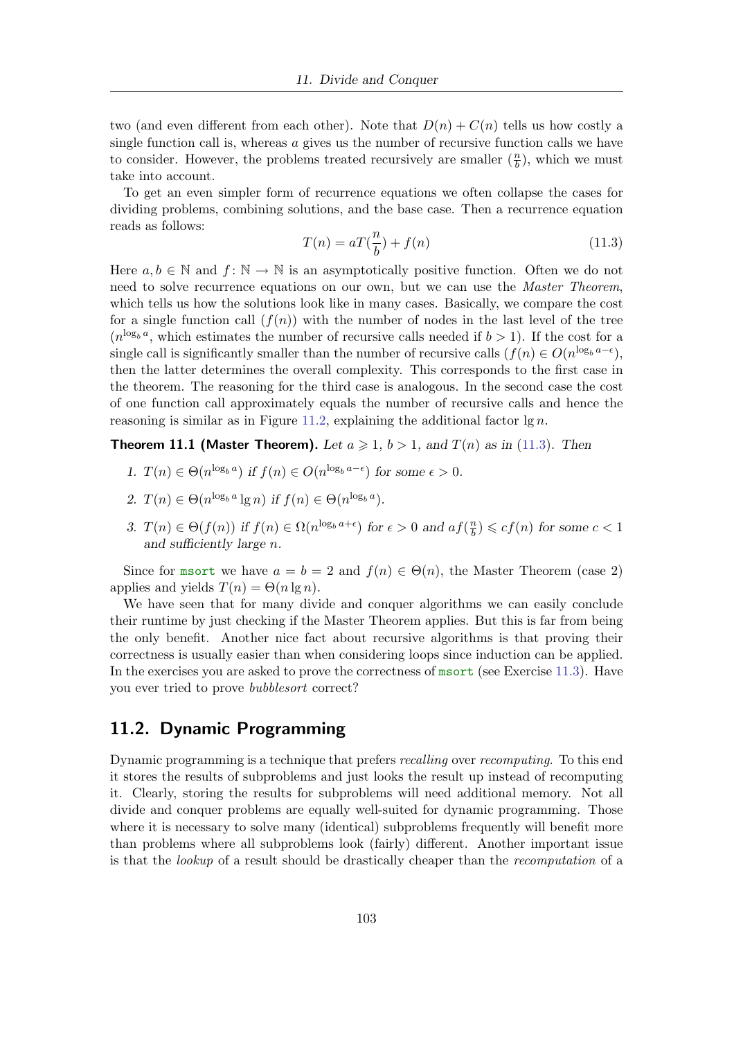two (and even different from each other). Note that $D(n) + C(n)$ tells us how costly a single function call is, whereas $a$ gives us the number of recursive function calls we have to consider. However, the problems treated recursively are smaller ($\frac{n}{b}$), which we must take into account.

To get an even simpler form of recurrence equations we often collapse the cases for dividing problems, combining solutions, and the base case. Then a recurrence equation reads as follows:

$$T(n) = aT(\frac{n}{b}) + f(n) \tag{11.3}$$

Here $a, b \in \mathbb{N}$ and $f \colon \mathbb{N} \to \mathbb{N}$ is an asymptotically positive function. Often we do not need to solve recurrence equations on our own, but we can use the *Master Theorem*, which tells us how the solutions look like in many cases. Basically, we compare the cost for a single function call ($f(n)$) with the number of nodes in the last level of the tree ($n^{\log_b a}$, which estimates the number of recursive calls needed if $b > 1$). If the cost for a single call is significantly smaller than the number of recursive calls ($f(n) \in O(n^{\log_b a - \epsilon})$, then the latter determines the overall complexity. This corresponds to the first case in the theorem. The reasoning for the third case is analogous. In the second case the cost of one function call approximately equals the number of recursive calls and hence the reasoning is similar as in Figure 11.2, explaining the additional factor $\lg n$.

**Theorem 11.1 (Master Theorem).** *Let $a \geqslant 1$, $b > 1$, and $T(n)$ as in (11.3). Then*

1. *$T(n) \in \Theta(n^{\log_b a})$ if $f(n) \in O(n^{\log_b a - \epsilon})$ for some $\epsilon > 0$.*
2. *$T(n) \in \Theta(n^{\log_b a} \lg n)$ if $f(n) \in \Theta(n^{\log_b a})$.*
3. *$T(n) \in \Theta(f(n))$ if $f(n) \in \Omega(n^{\log_b a + \epsilon})$ for $\epsilon > 0$ and $af(\frac{n}{b}) \leqslant cf(n)$ for some $c < 1$ and sufficiently large $n$.*

Since for `msort` we have $a = b = 2$ and $f(n) \in \Theta(n)$, the Master Theorem (case 2) applies and yields $T(n) = \Theta(n \lg n)$.

We have seen that for many divide and conquer algorithms we can easily conclude their runtime by just checking if the Master Theorem applies. But this is far from being the only benefit. Another nice fact about recursive algorithms is that proving their correctness is usually easier than when considering loops since induction can be applied. In the exercises you are asked to prove the correctness of `msort` (see Exercise 11.3). Have you ever tried to prove *bubblesort* correct?

## 11.2. Dynamic Programming

Dynamic programming is a technique that prefers *recalling* over *recomputing*. To this end it stores the results of subproblems and just looks the result up instead of recomputing it. Clearly, storing the results for subproblems will need additional memory. Not all divide and conquer problems are equally well-suited for dynamic programming. Those where it is necessary to solve many (identical) subproblems frequently will benefit more than problems where all subproblems look (fairly) different. Another important issue is that the *lookup* of a result should be drastically cheaper than the *recomputation* of a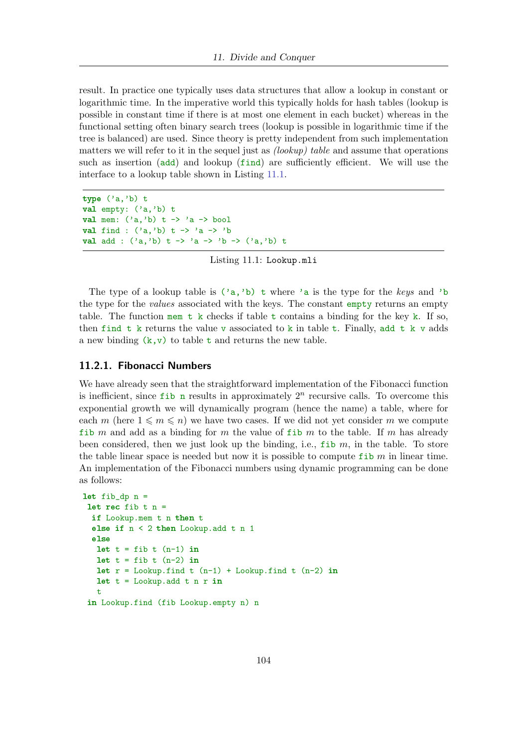result. In practice one typically uses data structures that allow a lookup in constant or logarithmic time. In the imperative world this typically holds for hash tables (lookup is possible in constant time if there is at most one element in each bucket) whereas in the functional setting often binary search trees (lookup is possible in logarithmic time if the tree is balanced) are used. Since theory is pretty independent from such implementation matters we will refer to it in the sequel just as *(lookup) table* and assume that operations such as insertion (`add`) and lookup (`find`) are sufficiently efficient. We will use the interface to a lookup table shown in Listing 11.1.

```
type ('a,'b) t
val empty: ('a,'b) t
val mem: ('a,'b) t -> 'a -> bool
val find : ('a,'b) t -> 'a -> 'b
val add : ('a,'b) t -> 'a -> 'b -> ('a,'b) t
```

Listing 11.1: `Lookup.mli`

The type of a lookup table is `('a,'b) t` where `'a` is the type for the *keys* and `'b` the type for the *values* associated with the keys. The constant `empty` returns an empty table. The function `mem t k` checks if table `t` contains a binding for the key `k`. If so, then `find t k` returns the value `v` associated to `k` in table `t`. Finally, `add t k v` adds a new binding `(k,v)` to table `t` and returns the new table.

### 11.2.1. Fibonacci Numbers

We have already seen that the straightforward implementation of the Fibonacci function is inefficient, since `fib n` results in approximately $2^n$ recursive calls. To overcome this exponential growth we will dynamically program (hence the name) a table, where for each $m$ (here $1 \leqslant m \leqslant n$) we have two cases. If we did not yet consider $m$ we compute `fib` $m$ and add as a binding for $m$ the value of `fib` $m$ to the table. If $m$ has already been considered, then we just look up the binding, i.e., `fib` $m$, in the table. To store the table linear space is needed but now it is possible to compute `fib` $m$ in linear time. An implementation of the Fibonacci numbers using dynamic programming can be done as follows:

```
let fib_dp n =
 let rec fib t n =
  if Lookup.mem t n then t
  else if n < 2 then Lookup.add t n 1
  else
   let t = fib t (n-1) in
   let t = fib t (n-2) in
   let r = Lookup.find t (n-1) + Lookup.find t (n-2) in
   let t = Lookup.add t n r in
   t
 in Lookup.find (fib Lookup.empty n) n
```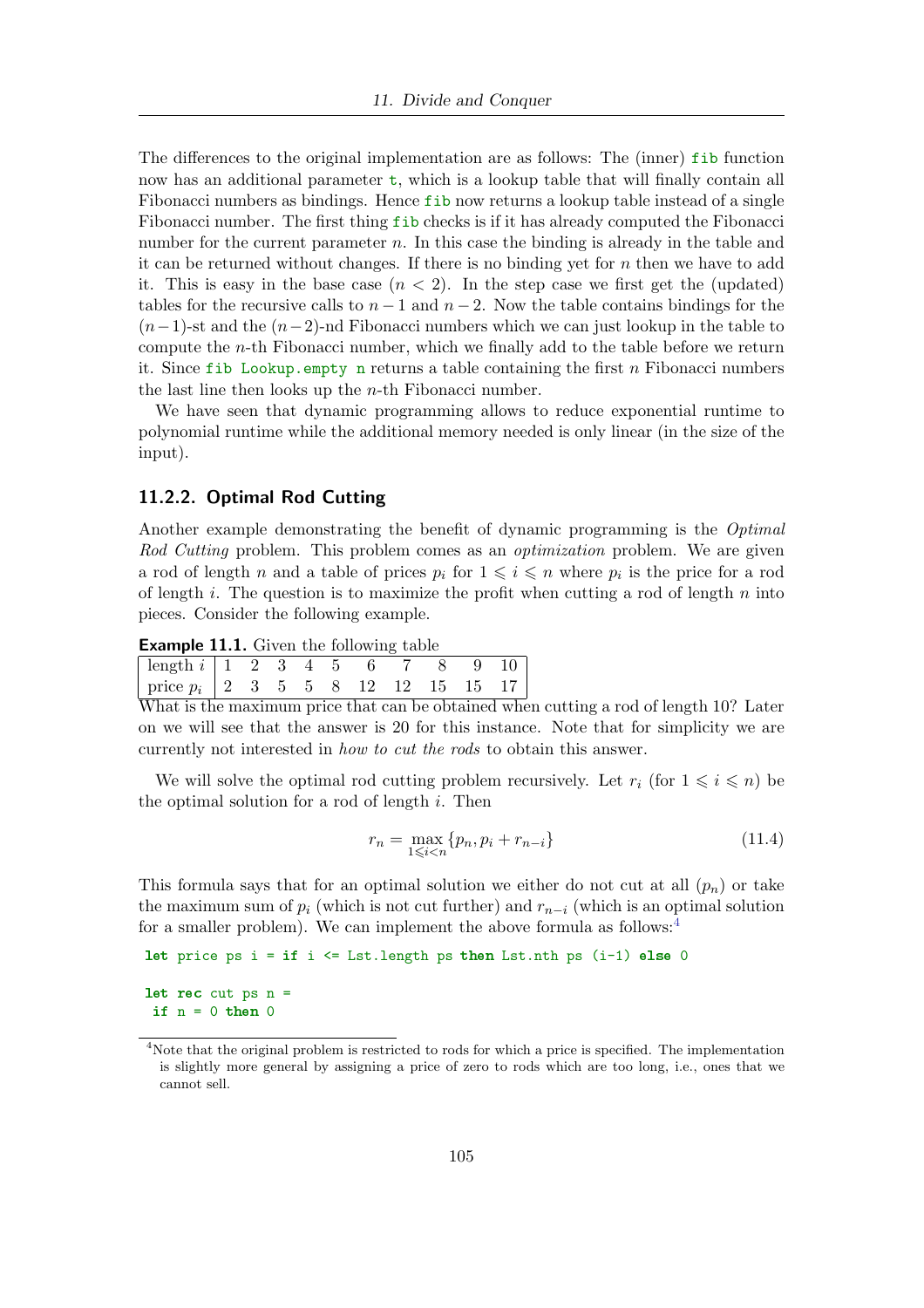The differences to the original implementation are as follows: The (inner) `fib` function now has an additional parameter `t`, which is a lookup table that will finally contain all Fibonacci numbers as bindings. Hence `fib` now returns a lookup table instead of a single Fibonacci number. The first thing `fib` checks is if it has already computed the Fibonacci number for the current parameter $n$. In this case the binding is already in the table and it can be returned without changes. If there is no binding yet for $n$ then we have to add it. This is easy in the base case ($n < 2$). In the step case we first get the (updated) tables for the recursive calls to $n-1$ and $n-2$. Now the table contains bindings for the $(n-1)$-st and the $(n-2)$-nd Fibonacci numbers which we can just lookup in the table to compute the $n$-th Fibonacci number, which we finally add to the table before we return it. Since `fib Lookup.empty n` returns a table containing the first $n$ Fibonacci numbers the last line then looks up the $n$-th Fibonacci number.

We have seen that dynamic programming allows to reduce exponential runtime to polynomial runtime while the additional memory needed is only linear (in the size of the input).

### 11.2.2. Optimal Rod Cutting

Another example demonstrating the benefit of dynamic programming is the *Optimal Rod Cutting* problem. This problem comes as an *optimization* problem. We are given a rod of length $n$ and a table of prices $p_i$ for $1 \leqslant i \leqslant n$ where $p_i$ is the price for a rod of length $i$. The question is to maximize the profit when cutting a rod of length $n$ into pieces. Consider the following example.

**Example 11.1.** Given the following table

| length $i$ | 1 | 2 | 3 | 4 | 5 | 6 | 7 | 8 | 9 | 10 |
|---|---|---|---|---|---|---|---|---|---|---|
| price $p_i$ | 2 | 3 | 5 | 5 | 8 | 12 | 12 | 15 | 15 | 17 |

What is the maximum price that can be obtained when cutting a rod of length 10? Later on we will see that the answer is 20 for this instance. Note that for simplicity we are currently not interested in *how to cut the rods* to obtain this answer.

We will solve the optimal rod cutting problem recursively. Let $r_i$ (for $1 \leqslant i \leqslant n$) be the optimal solution for a rod of length $i$. Then

$$r_n = \max_{1 \leqslant i < n} \{p_n, p_i + r_{n-i}\} \tag{11.4}$$

This formula says that for an optimal solution we either do not cut at all ($p_n$) or take the maximum sum of $p_i$ (which is not cut further) and $r_{n-i}$ (which is an optimal solution for a smaller problem). We can implement the above formula as follows:[4]

```
let price ps i = if i <= Lst.length ps then Lst.nth ps (i-1) else 0

let rec cut ps n =
 if n = 0 then 0
```

[4] Note that the original problem is restricted to rods for which a price is specified. The implementation is slightly more general by assigning a price of zero to rods which are too long, i.e., ones that we cannot sell.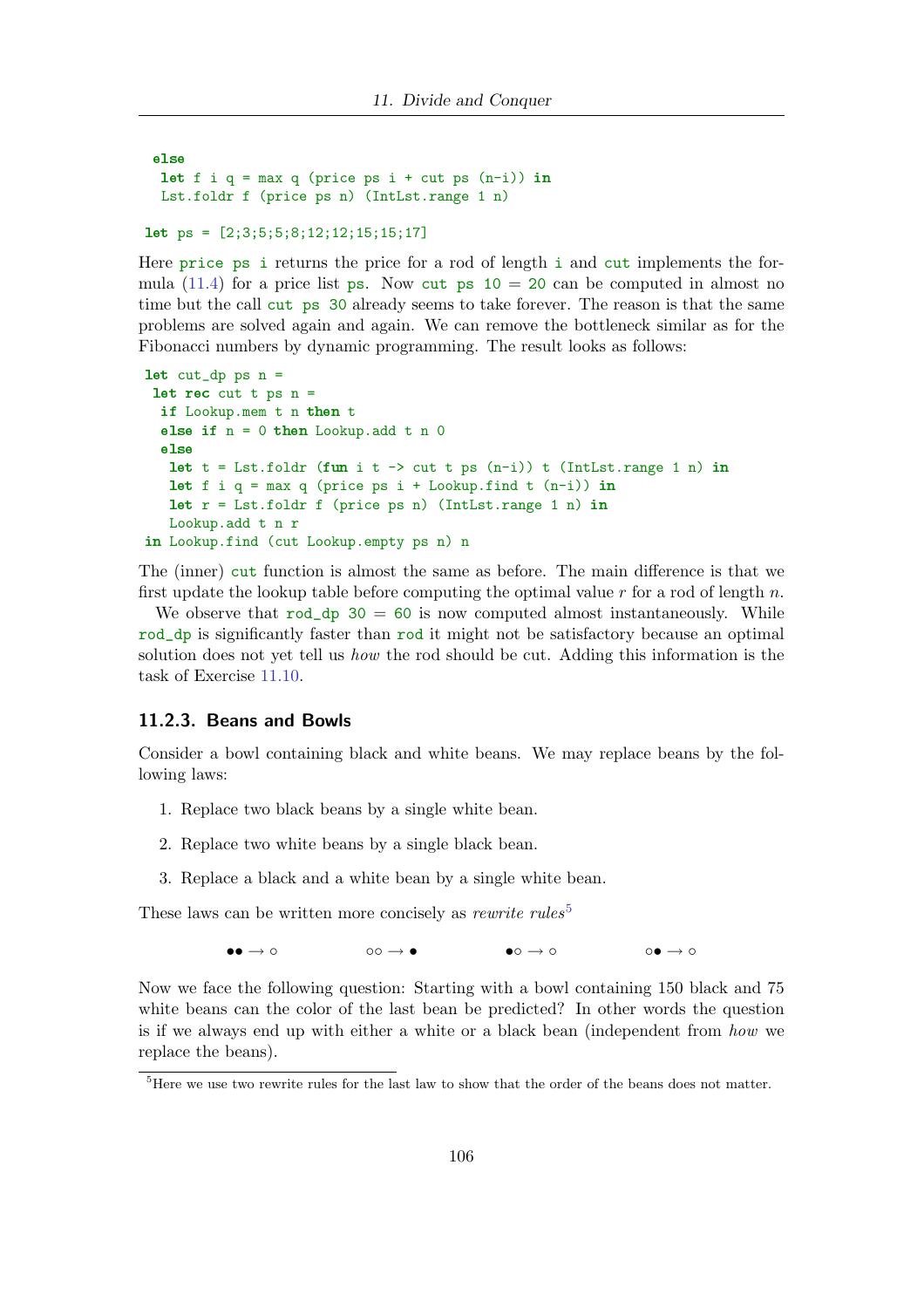```
  else
   let f i q = max q (price ps i + cut ps (n-i)) in
   Lst.foldr f (price ps n) (IntLst.range 1 n)

let ps = [2;3;5;5;8;12;12;15;15;17]
```

Here `price ps i` returns the price for a rod of length `i` and `cut` implements the formula (11.4) for a price list `ps`. Now `cut ps 10 = 20` can be computed in almost no time but the call `cut ps 30` already seems to take forever. The reason is that the same problems are solved again and again. We can remove the bottleneck similar as for the Fibonacci numbers by dynamic programming. The result looks as follows:

```
let cut_dp ps n =
 let rec cut t ps n =
  if Lookup.mem t n then t
  else if n = 0 then Lookup.add t n 0
  else
   let t = Lst.foldr (fun i t -> cut t ps (n-i)) t (IntLst.range 1 n) in
   let f i q = max q (price ps i + Lookup.find t (n-i)) in
   let r = Lst.foldr f (price ps n) (IntLst.range 1 n) in
   Lookup.add t n r
in Lookup.find (cut Lookup.empty ps n) n
```

The (inner) `cut` function is almost the same as before. The main difference is that we first update the lookup table before computing the optimal value $r$ for a rod of length $n$.

We observe that `rod_dp 30 = 60` is now computed almost instantaneously. While `rod_dp` is significantly faster than `rod` it might not be satisfactory because an optimal solution does not yet tell us *how* the rod should be cut. Adding this information is the task of Exercise 11.10.

### 11.2.3. Beans and Bowls

Consider a bowl containing black and white beans. We may replace beans by the following laws:

1. Replace two black beans by a single white bean.
2. Replace two white beans by a single black bean.
3. Replace a black and a white bean by a single white bean.

These laws can be written more concisely as *rewrite rules*[5]

$$\bullet\bullet \to \circ \qquad \circ\circ \to \bullet \qquad \bullet\circ \to \circ \qquad \circ\bullet \to \circ$$

Now we face the following question: Starting with a bowl containing 150 black and 75 white beans can the color of the last bean be predicted? In other words the question is if we always end up with either a white or a black bean (independent from *how* we replace the beans).

[5] Here we use two rewrite rules for the last law to show that the order of the beans does not matter.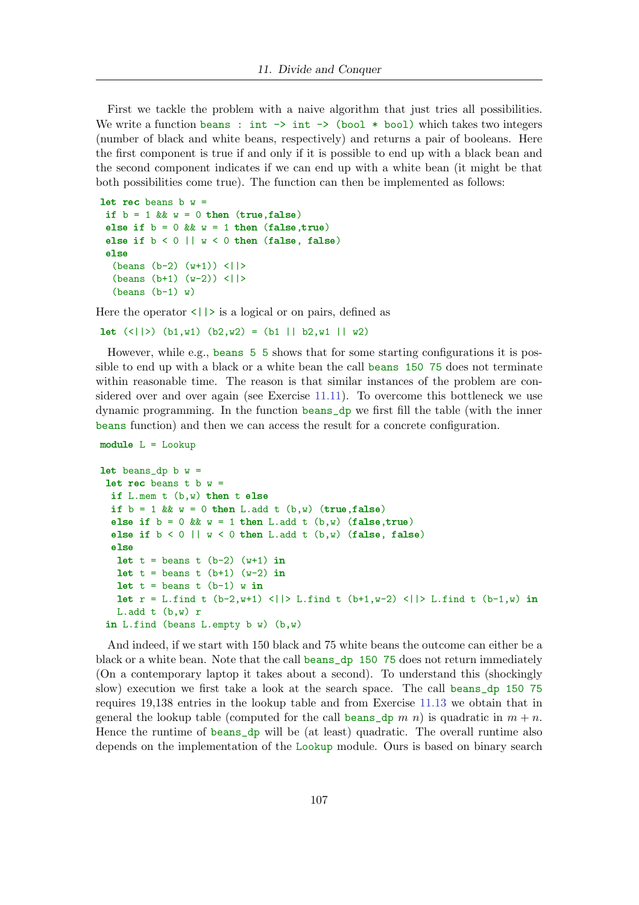First we tackle the problem with a naive algorithm that just tries all possibilities. We write a function `beans : int -> int -> (bool * bool)` which takes two integers (number of black and white beans, respectively) and returns a pair of booleans. Here the first component is true if and only if it is possible to end up with a black bean and the second component indicates if we can end up with a white bean (it might be that both possibilities come true). The function can then be implemented as follows:

```
let rec beans b w =
 if b = 1 && w = 0 then (true,false)
 else if b = 0 && w = 1 then (false,true)
 else if b < 0 || w < 0 then (false, false)
 else
  (beans (b-2) (w+1)) <||>
  (beans (b+1) (w-2)) <||>
  (beans (b-1) w)
```

Here the operator `<||>` is a logical or on pairs, defined as

```
let (<||>) (b1,w1) (b2,w2) = (b1 || b2,w1 || w2)
```

However, while e.g., `beans 5 5` shows that for some starting configurations it is possible to end up with a black or a white bean the call `beans 150 75` does not terminate within reasonable time. The reason is that similar instances of the problem are considered over and over again (see Exercise 11.11). To overcome this bottleneck we use dynamic programming. In the function `beans_dp` we first fill the table (with the inner `beans` function) and then we can access the result for a concrete configuration.

```
module L = Lookup

let beans_dp b w =
 let rec beans t b w =
  if L.mem t (b,w) then t else
  if b = 1 && w = 0 then L.add t (b,w) (true,false)
  else if b = 0 && w = 1 then L.add t (b,w) (false,true)
  else if b < 0 || w < 0 then L.add t (b,w) (false, false)
  else
   let t = beans t (b-2) (w+1) in
   let t = beans t (b+1) (w-2) in
   let t = beans t (b-1) w in
   let r = L.find t (b-2,w+1) <||> L.find t (b+1,w-2) <||> L.find t (b-1,w) in
   L.add t (b,w) r
 in L.find (beans L.empty b w) (b,w)
```

And indeed, if we start with 150 black and 75 white beans the outcome can either be a black or a white bean. Note that the call `beans_dp 150 75` does not return immediately (On a contemporary laptop it takes about a second). To understand this (shockingly slow) execution we first take a look at the search space. The call `beans_dp 150 75` requires 19,138 entries in the lookup table and from Exercise 11.13 we obtain that in general the lookup table (computed for the call `beans_dp` $m$ $n$) is quadratic in $m + n$. Hence the runtime of `beans_dp` will be (at least) quadratic. The overall runtime also depends on the implementation of the `Lookup` module. Ours is based on binary search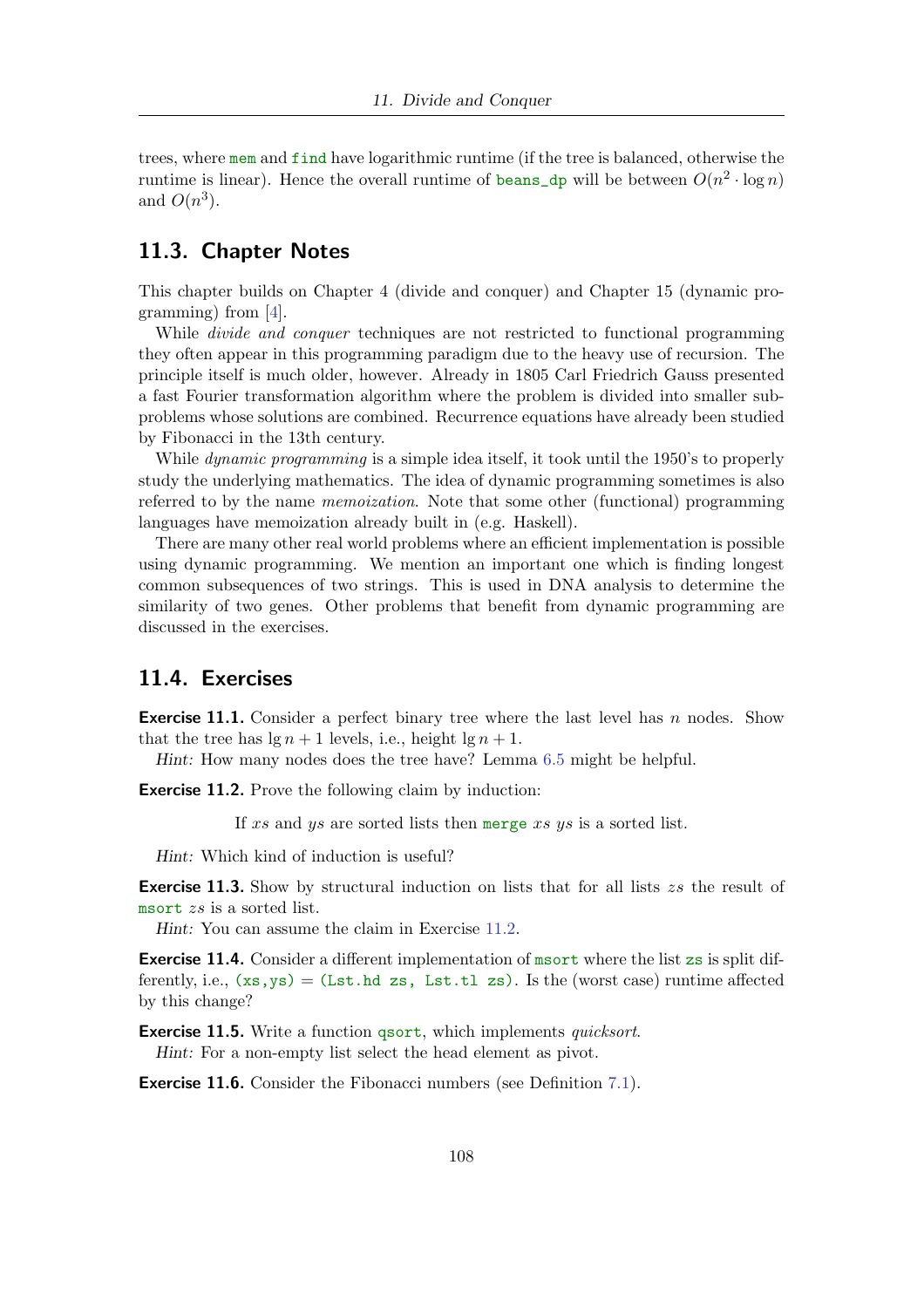trees, where `mem` and `find` have logarithmic runtime (if the tree is balanced, otherwise the runtime is linear). Hence the overall runtime of `beans_dp` will be between $O(n^2 \cdot \log n)$ and $O(n^3)$.

## 11.3. Chapter Notes

This chapter builds on Chapter 4 (divide and conquer) and Chapter 15 (dynamic programming) from [4].

While *divide and conquer* techniques are not restricted to functional programming they often appear in this programming paradigm due to the heavy use of recursion. The principle itself is much older, however. Already in 1805 Carl Friedrich Gauss presented a fast Fourier transformation algorithm where the problem is divided into smaller subproblems whose solutions are combined. Recurrence equations have already been studied by Fibonacci in the 13th century.

While *dynamic programming* is a simple idea itself, it took until the 1950's to properly study the underlying mathematics. The idea of dynamic programming sometimes is also referred to by the name *memoization*. Note that some other (functional) programming languages have memoization already built in (e.g. Haskell).

There are many other real world problems where an efficient implementation is possible using dynamic programming. We mention an important one which is finding longest common subsequences of two strings. This is used in DNA analysis to determine the similarity of two genes. Other problems that benefit from dynamic programming are discussed in the exercises.

## 11.4. Exercises

**Exercise 11.1.** Consider a perfect binary tree where the last level has $n$ nodes. Show that the tree has $\lg n + 1$ levels, i.e., height $\lg n + 1$.

*Hint:* How many nodes does the tree have? Lemma 6.5 might be helpful.

**Exercise 11.2.** Prove the following claim by induction:

If $xs$ and $ys$ are sorted lists then `merge` $xs$ $ys$ is a sorted list.

*Hint:* Which kind of induction is useful?

**Exercise 11.3.** Show by structural induction on lists that for all lists $zs$ the result of `msort` $zs$ is a sorted list.

*Hint:* You can assume the claim in Exercise 11.2.

**Exercise 11.4.** Consider a different implementation of `msort` where the list `zs` is split differently, i.e., `(xs,ys) = (Lst.hd zs, Lst.tl zs)`. Is the (worst case) runtime affected by this change?

**Exercise 11.5.** Write a function `qsort`, which implements *quicksort*.

*Hint:* For a non-empty list select the head element as pivot.

**Exercise 11.6.** Consider the Fibonacci numbers (see Definition 7.1).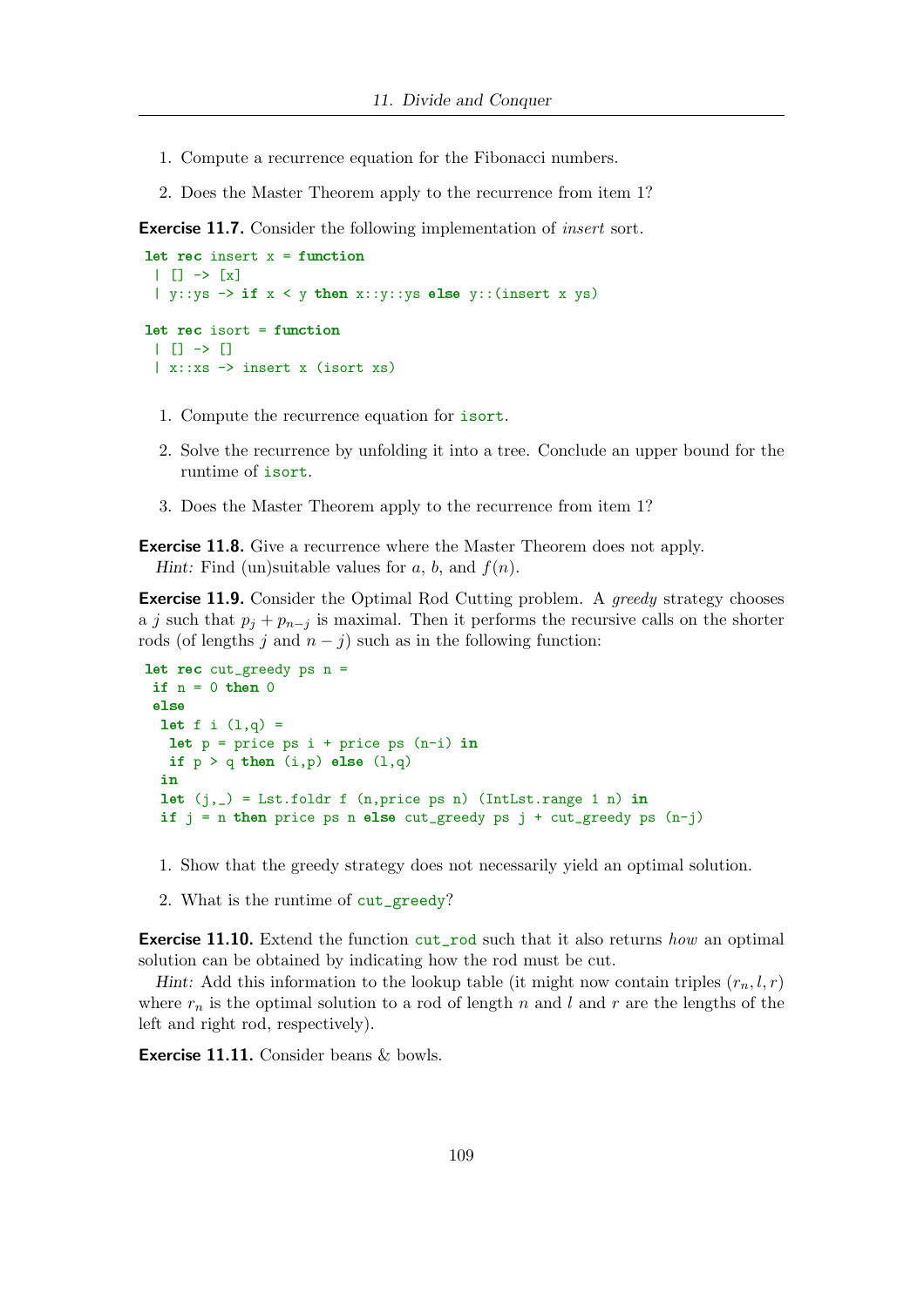1. Compute a recurrence equation for the Fibonacci numbers.

2. Does the Master Theorem apply to the recurrence from item 1?

**Exercise 11.7.** Consider the following implementation of *insert* sort.

```
let rec insert x = function
 | [] -> [x]
 | y::ys -> if x < y then x::y::ys else y::(insert x ys)

let rec isort = function
 | [] -> []
 | x::xs -> insert x (isort xs)
```

1. Compute the recurrence equation for `isort`.

2. Solve the recurrence by unfolding it into a tree. Conclude an upper bound for the runtime of `isort`.

3. Does the Master Theorem apply to the recurrence from item 1?

**Exercise 11.8.** Give a recurrence where the Master Theorem does not apply.
*Hint:* Find (un)suitable values for $a$, $b$, and $f(n)$.

**Exercise 11.9.** Consider the Optimal Rod Cutting problem. A *greedy* strategy chooses a $j$ such that $p_j + p_{n-j}$ is maximal. Then it performs the recursive calls on the shorter rods (of lengths $j$ and $n-j$) such as in the following function:

```
let rec cut_greedy ps n =
 if n = 0 then 0
 else
  let f i (l,q) =
   let p = price ps i + price ps (n-i) in
   if p > q then (i,p) else (l,q)
  in
  let (j,_) = Lst.foldr f (n,price ps n) (IntLst.range 1 n) in
  if j = n then price ps n else cut_greedy ps j + cut_greedy ps (n-j)
```

1. Show that the greedy strategy does not necessarily yield an optimal solution.

2. What is the runtime of `cut_greedy`?

**Exercise 11.10.** Extend the function `cut_rod` such that it also returns *how* an optimal solution can be obtained by indicating how the rod must be cut.
*Hint:* Add this information to the lookup table (it might now contain triples $(r_n, l, r)$ where $r_n$ is the optimal solution to a rod of length $n$ and $l$ and $r$ are the lengths of the left and right rod, respectively).

**Exercise 11.11.** Consider beans & bowls.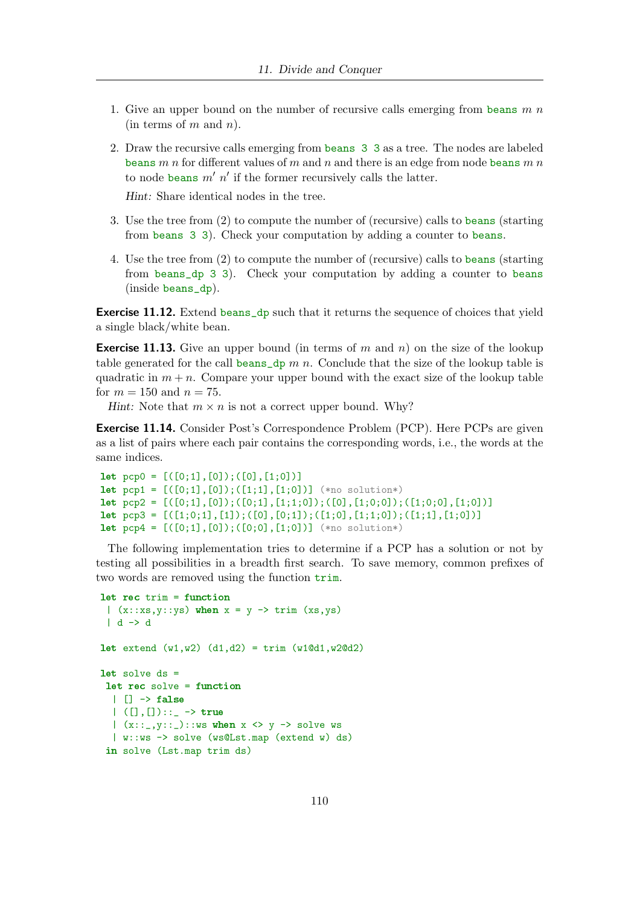1. Give an upper bound on the number of recursive calls emerging from `beans` $m$ $n$ (in terms of $m$ and $n$).

2. Draw the recursive calls emerging from `beans 3 3` as a tree. The nodes are labeled `beans` $m$ $n$ for different values of $m$ and $n$ and there is an edge from node `beans` $m$ $n$ to node `beans` $m'$ $n'$ if the former recursively calls the latter.

   *Hint:* Share identical nodes in the tree.

3. Use the tree from (2) to compute the number of (recursive) calls to `beans` (starting from `beans 3 3`). Check your computation by adding a counter to `beans`.

4. Use the tree from (2) to compute the number of (recursive) calls to `beans` (starting from `beans_dp 3 3`). Check your computation by adding a counter to `beans` (inside `beans_dp`).

**Exercise 11.12.** Extend `beans_dp` such that it returns the sequence of choices that yield a single black/white bean.

**Exercise 11.13.** Give an upper bound (in terms of $m$ and $n$) on the size of the lookup table generated for the call `beans_dp` $m$ $n$. Conclude that the size of the lookup table is quadratic in $m + n$. Compare your upper bound with the exact size of the lookup table for $m = 150$ and $n = 75$.

*Hint:* Note that $m \times n$ is not a correct upper bound. Why?

**Exercise 11.14.** Consider Post's Correspondence Problem (PCP). Here PCPs are given as a list of pairs where each pair contains the corresponding words, i.e., the words at the same indices.

```
let pcp0 = [([0;1],[0]);([0],[1;0])]
let pcp1 = [([0;1],[0]);([1;1],[1;0])] (*no solution*)
let pcp2 = [([0;1],[0]);([0;1],[1;1;0]);([0],[1;0;0]);([1;0;0],[1;0])]
let pcp3 = [([1;0;1],[1]);([0],[0;1]);([1;0],[1;1;0]);([1;1],[1;0])]
let pcp4 = [([0;1],[0]);([0;0],[1;0])] (*no solution*)
```

The following implementation tries to determine if a PCP has a solution or not by testing all possibilities in a breadth first search. To save memory, common prefixes of two words are removed using the function `trim`.

```
let rec trim = function
 | (x::xs,y::ys) when x = y -> trim (xs,ys)
 | d -> d

let extend (w1,w2) (d1,d2) = trim (w1@d1,w2@d2)

let solve ds =
 let rec solve = function
  | [] -> false
  | ([],[])::_ -> true
  | (x::_,y::_)::ws when x <> y -> solve ws
  | w::ws -> solve (ws@Lst.map (extend w) ds)
 in solve (Lst.map trim ds)
```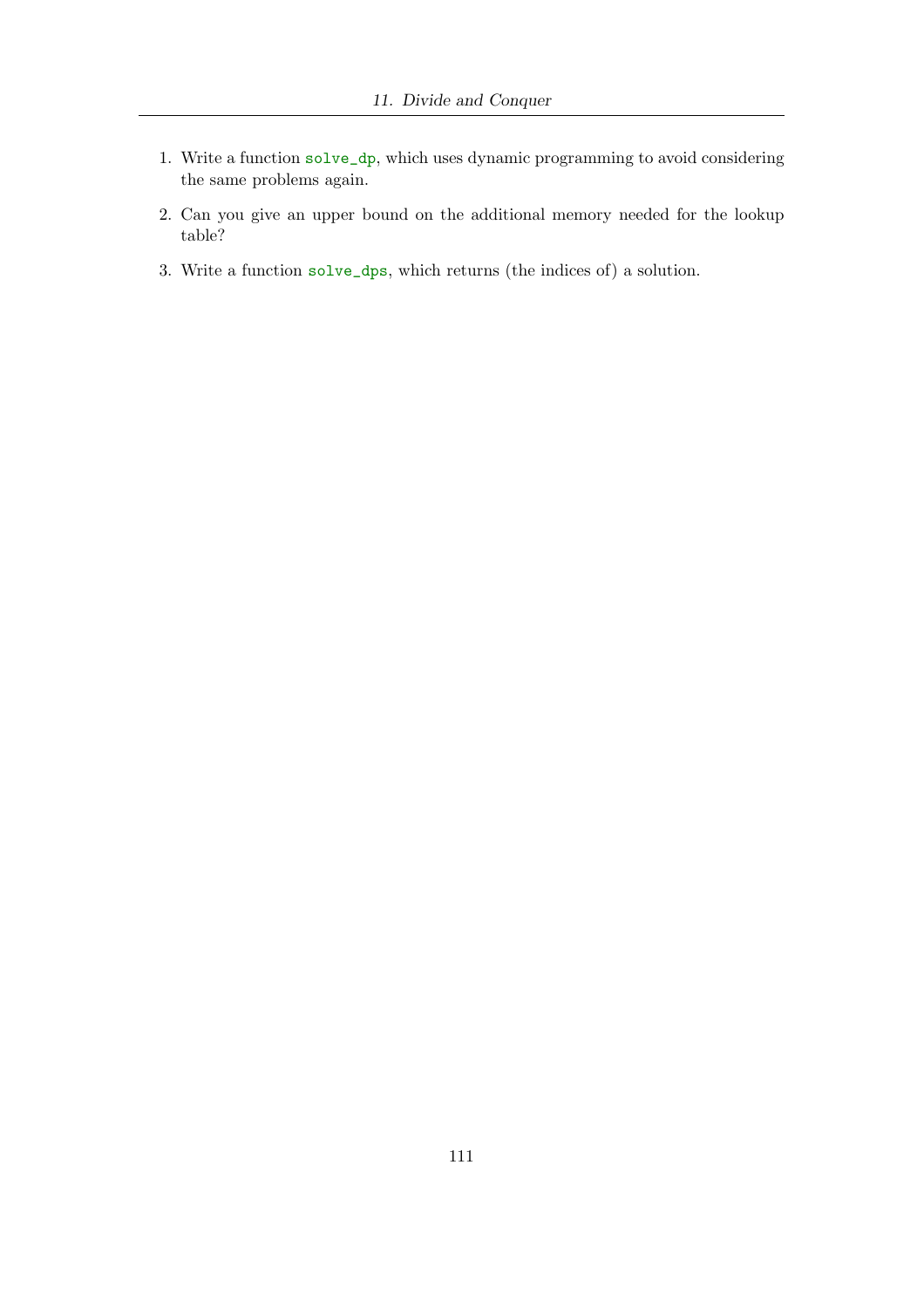1. Write a function `solve_dp`, which uses dynamic programming to avoid considering the same problems again.

2. Can you give an upper bound on the additional memory needed for the lookup table?

3. Write a function `solve_dps`, which returns (the indices of) a solution.